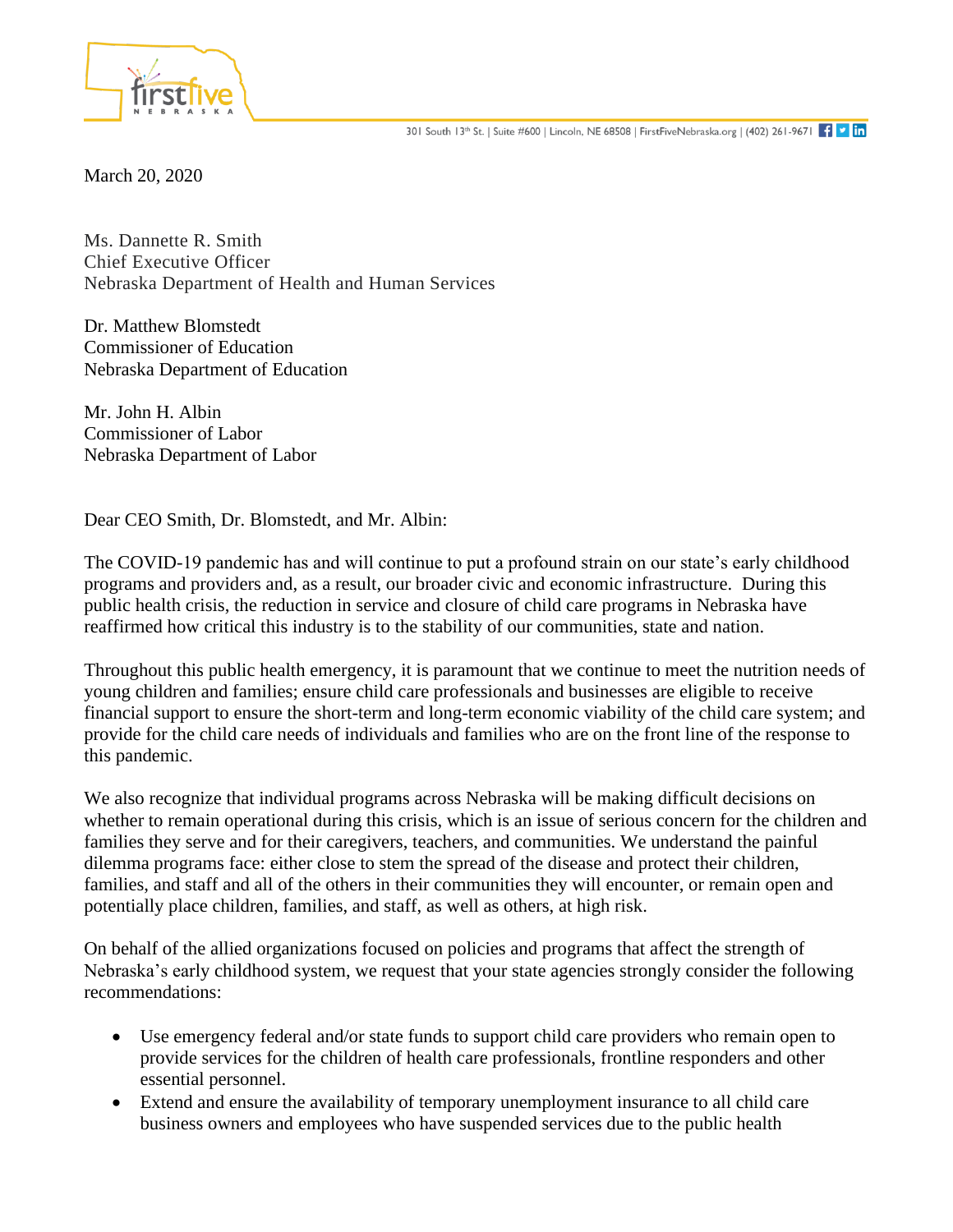firstfive NEBRASKA

301 South 13th St. | Suite #600 | Lincoln, NE 68508 | FirstFiveNebraska.org | (402) 261-9671

March 20, 2020

Ms. Dannette R. Smith
Chief Executive Officer
Nebraska Department of Health and Human Services

Dr. Matthew Blomstedt
Commissioner of Education
Nebraska Department of Education

Mr. John H. Albin
Commissioner of Labor
Nebraska Department of Labor

Dear CEO Smith, Dr. Blomstedt, and Mr. Albin:

The COVID-19 pandemic has and will continue to put a profound strain on our state's early childhood programs and providers and, as a result, our broader civic and economic infrastructure. During this public health crisis, the reduction in service and closure of child care programs in Nebraska have reaffirmed how critical this industry is to the stability of our communities, state and nation.

Throughout this public health emergency, it is paramount that we continue to meet the nutrition needs of young children and families; ensure child care professionals and businesses are eligible to receive financial support to ensure the short-term and long-term economic viability of the child care system; and provide for the child care needs of individuals and families who are on the front line of the response to this pandemic.

We also recognize that individual programs across Nebraska will be making difficult decisions on whether to remain operational during this crisis, which is an issue of serious concern for the children and families they serve and for their caregivers, teachers, and communities. We understand the painful dilemma programs face: either close to stem the spread of the disease and protect their children, families, and staff and all of the others in their communities they will encounter, or remain open and potentially place children, families, and staff, as well as others, at high risk.

On behalf of the allied organizations focused on policies and programs that affect the strength of Nebraska's early childhood system, we request that your state agencies strongly consider the following recommendations:

- Use emergency federal and/or state funds to support child care providers who remain open to provide services for the children of health care professionals, frontline responders and other essential personnel.
- Extend and ensure the availability of temporary unemployment insurance to all child care business owners and employees who have suspended services due to the public health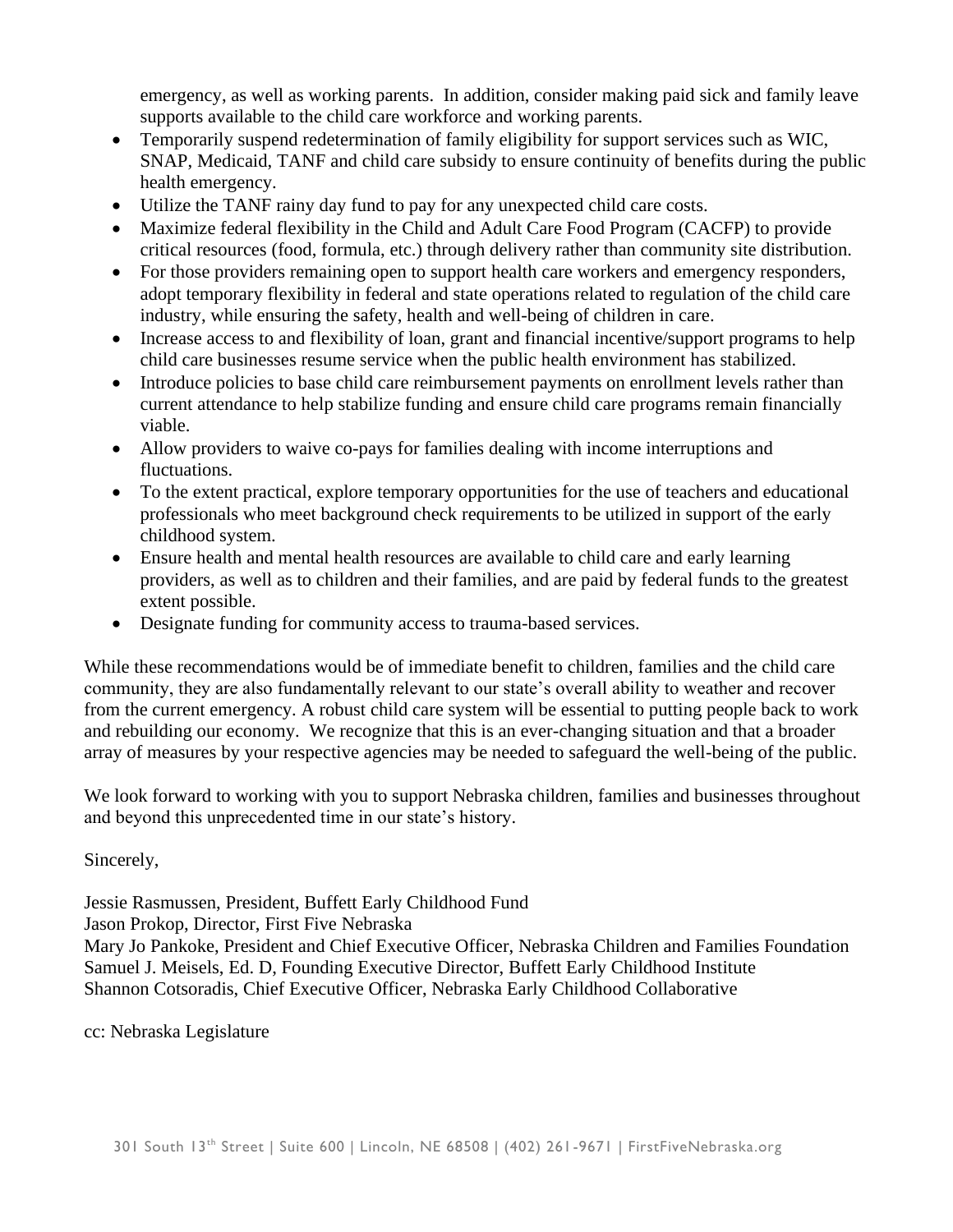emergency, as well as working parents. In addition, consider making paid sick and family leave supports available to the child care workforce and working parents.

- Temporarily suspend redetermination of family eligibility for support services such as WIC, SNAP, Medicaid, TANF and child care subsidy to ensure continuity of benefits during the public health emergency.
- Utilize the TANF rainy day fund to pay for any unexpected child care costs.
- Maximize federal flexibility in the Child and Adult Care Food Program (CACFP) to provide critical resources (food, formula, etc.) through delivery rather than community site distribution.
- For those providers remaining open to support health care workers and emergency responders, adopt temporary flexibility in federal and state operations related to regulation of the child care industry, while ensuring the safety, health and well-being of children in care.
- Increase access to and flexibility of loan, grant and financial incentive/support programs to help child care businesses resume service when the public health environment has stabilized.
- Introduce policies to base child care reimbursement payments on enrollment levels rather than current attendance to help stabilize funding and ensure child care programs remain financially viable.
- Allow providers to waive co-pays for families dealing with income interruptions and fluctuations.
- To the extent practical, explore temporary opportunities for the use of teachers and educational professionals who meet background check requirements to be utilized in support of the early childhood system.
- Ensure health and mental health resources are available to child care and early learning providers, as well as to children and their families, and are paid by federal funds to the greatest extent possible.
- Designate funding for community access to trauma-based services.

While these recommendations would be of immediate benefit to children, families and the child care community, they are also fundamentally relevant to our state's overall ability to weather and recover from the current emergency. A robust child care system will be essential to putting people back to work and rebuilding our economy. We recognize that this is an ever-changing situation and that a broader array of measures by your respective agencies may be needed to safeguard the well-being of the public.

We look forward to working with you to support Nebraska children, families and businesses throughout and beyond this unprecedented time in our state's history.

Sincerely,

Jessie Rasmussen, President, Buffett Early Childhood Fund
Jason Prokop, Director, First Five Nebraska
Mary Jo Pankoke, President and Chief Executive Officer, Nebraska Children and Families Foundation
Samuel J. Meisels, Ed. D, Founding Executive Director, Buffett Early Childhood Institute
Shannon Cotsoradis, Chief Executive Officer, Nebraska Early Childhood Collaborative

cc: Nebraska Legislature